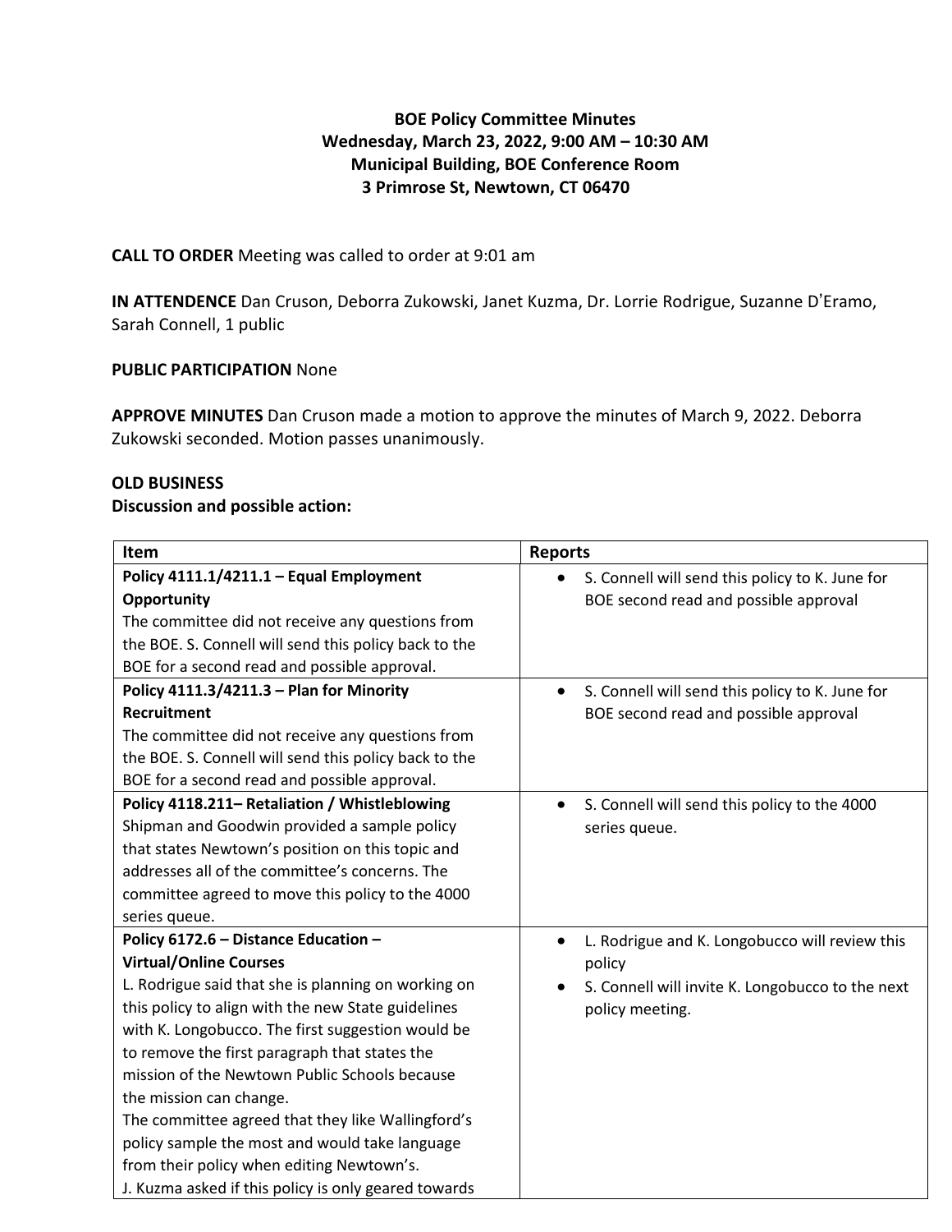**BOE Policy Committee Minutes**
**Wednesday, March 23, 2022, 9:00 AM – 10:30 AM**
**Municipal Building, BOE Conference Room**
**3 Primrose St, Newtown, CT 06470**

**CALL TO ORDER** Meeting was called to order at 9:01 am

**IN ATTENDENCE** Dan Cruson, Deborra Zukowski, Janet Kuzma, Dr. Lorrie Rodrigue, Suzanne D'Eramo, Sarah Connell, 1 public

**PUBLIC PARTICIPATION** None

**APPROVE MINUTES** Dan Cruson made a motion to approve the minutes of March 9, 2022. Deborra Zukowski seconded. Motion passes unanimously.

**OLD BUSINESS**
**Discussion and possible action:**

| **Item** | **Reports** |
|---|---|
| **Policy 4111.1/4211.1 – Equal Employment Opportunity**<br>The committee did not receive any questions from the BOE. S. Connell will send this policy back to the BOE for a second read and possible approval. | • S. Connell will send this policy to K. June for BOE second read and possible approval |
| **Policy 4111.3/4211.3 – Plan for Minority Recruitment**<br>The committee did not receive any questions from the BOE. S. Connell will send this policy back to the BOE for a second read and possible approval. | • S. Connell will send this policy to K. June for BOE second read and possible approval |
| **Policy 4118.211– Retaliation / Whistleblowing**<br>Shipman and Goodwin provided a sample policy that states Newtown's position on this topic and addresses all of the committee's concerns. The committee agreed to move this policy to the 4000 series queue. | • S. Connell will send this policy to the 4000 series queue. |
| **Policy 6172.6 – Distance Education – Virtual/Online Courses**<br>L. Rodrigue said that she is planning on working on this policy to align with the new State guidelines with K. Longobucco. The first suggestion would be to remove the first paragraph that states the mission of the Newtown Public Schools because the mission can change.<br>The committee agreed that they like Wallingford's policy sample the most and would take language from their policy when editing Newtown's.<br>J. Kuzma asked if this policy is only geared towards | • L. Rodrigue and K. Longobucco will review this policy<br>• S. Connell will invite K. Longobucco to the next policy meeting. |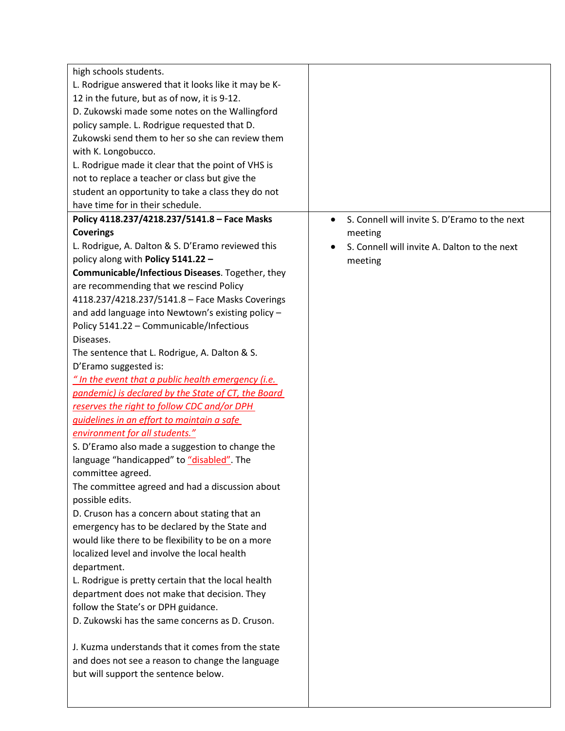| | |
|---|---|
| high schools students.<br>L. Rodrigue answered that it looks like it may be K-12 in the future, but as of now, it is 9-12.<br>D. Zukowski made some notes on the Wallingford policy sample. L. Rodrigue requested that D. Zukowski send them to her so she can review them with K. Longobucco.<br>L. Rodrigue made it clear that the point of VHS is not to replace a teacher or class but give the student an opportunity to take a class they do not have time for in their schedule. | |
| **Policy 4118.237/4218.237/5141.8 – Face Masks Coverings**<br>L. Rodrigue, A. Dalton & S. D'Eramo reviewed this policy along with **Policy 5141.22 – Communicable/Infectious Diseases**. Together, they are recommending that we rescind Policy 4118.237/4218.237/5141.8 – Face Masks Coverings and add language into Newtown's existing policy – Policy 5141.22 – Communicable/Infectious Diseases.<br>The sentence that L. Rodrigue, A. Dalton & S. D'Eramo suggested is:<br>*" In the event that a public health emergency (i.e. pandemic) is declared by the State of CT, the Board reserves the right to follow CDC and/or DPH guidelines in an effort to maintain a safe environment for all students."*<br>S. D'Eramo also made a suggestion to change the language "handicapped" to "disabled". The committee agreed.<br>The committee agreed and had a discussion about possible edits.<br>D. Cruson has a concern about stating that an emergency has to be declared by the State and would like there to be flexibility to be on a more localized level and involve the local health department.<br>L. Rodrigue is pretty certain that the local health department does not make that decision. They follow the State's or DPH guidance.<br>D. Zukowski has the same concerns as D. Cruson.<br><br>J. Kuzma understands that it comes from the state and does not see a reason to change the language but will support the sentence below. | • S. Connell will invite S. D'Eramo to the next meeting<br>• S. Connell will invite A. Dalton to the next meeting |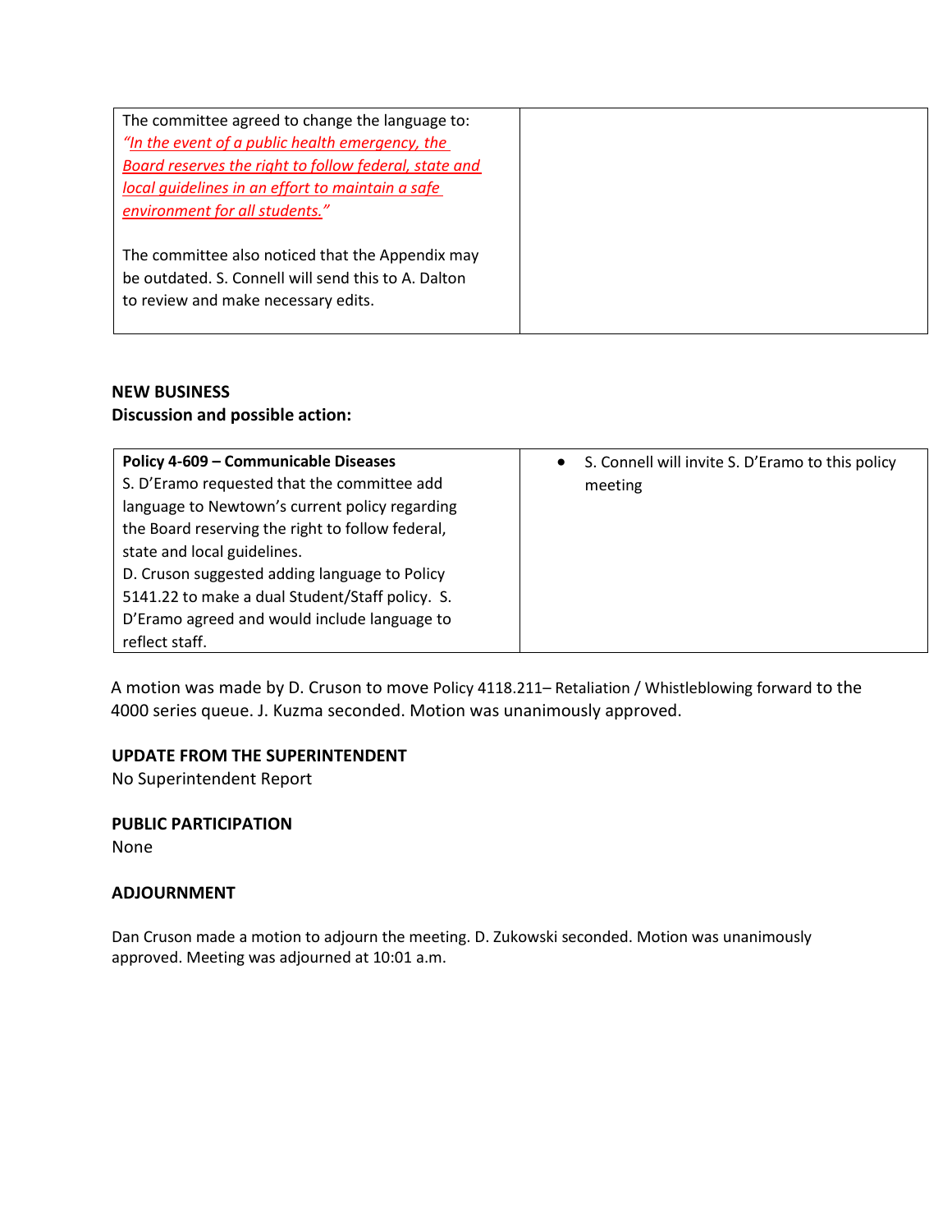| | |
|---|---|
| The committee agreed to change the language to: *"In the event of a public health emergency, the Board reserves the right to follow federal, state and local guidelines in an effort to maintain a safe environment for all students."*<br><br>The committee also noticed that the Appendix may be outdated. S. Connell will send this to A. Dalton to review and make necessary edits. | |

**NEW BUSINESS**
**Discussion and possible action:**

| | |
|---|---|
| **Policy 4-609 – Communicable Diseases**<br>S. D'Eramo requested that the committee add language to Newtown's current policy regarding the Board reserving the right to follow federal, state and local guidelines.<br>D. Cruson suggested adding language to Policy 5141.22 to make a dual Student/Staff policy. S. D'Eramo agreed and would include language to reflect staff. | • S. Connell will invite S. D'Eramo to this policy meeting |

A motion was made by D. Cruson to move Policy 4118.211– Retaliation / Whistleblowing forward to the 4000 series queue. J. Kuzma seconded. Motion was unanimously approved.

**UPDATE FROM THE SUPERINTENDENT**
No Superintendent Report

**PUBLIC PARTICIPATION**
None

**ADJOURNMENT**

Dan Cruson made a motion to adjourn the meeting. D. Zukowski seconded. Motion was unanimously approved. Meeting was adjourned at 10:01 a.m.